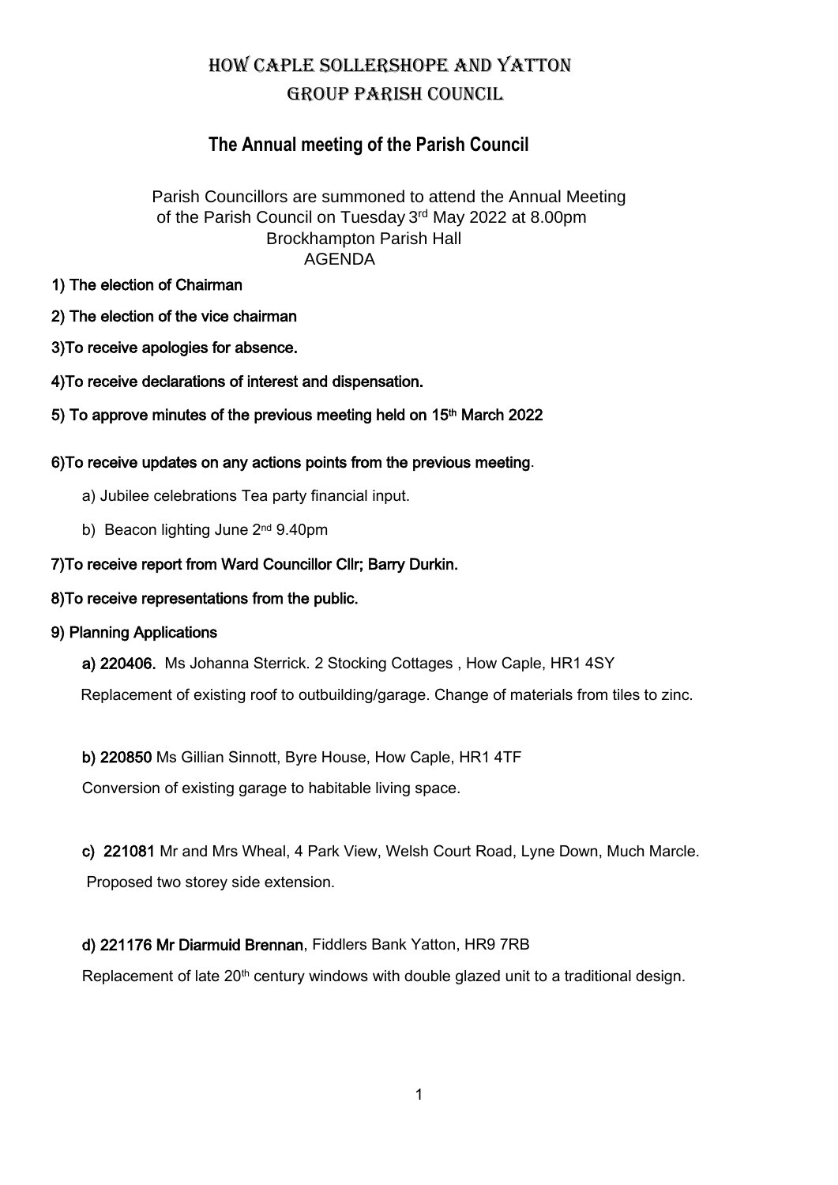# How Caple Sollershope and Yatton Group Parish Council

## The Annual meeting of the Parish Council

Parish Councillors are summoned to attend the Annual Meeting of the Parish Council on Tuesday 3rd May 2022 at 8.00pm
Brockhampton Parish Hall
AGENDA

**1) The election of Chairman**

**2) The election of the vice chairman**

**3)To receive apologies for absence.**

**4)To receive declarations of interest and dispensation.**

**5) To approve minutes of the previous meeting held on 15th March 2022**

**6)To receive updates on any actions points from the previous meeting**.

a) Jubilee celebrations Tea party financial input.

b) Beacon lighting June 2nd 9.40pm

**7)To receive report from Ward Councillor Cllr; Barry Durkin.**

**8)To receive representations from the public.**

**9) Planning Applications**

**a) 220406.** Ms Johanna Sterrick. 2 Stocking Cottages , How Caple, HR1 4SY
Replacement of existing roof to outbuilding/garage. Change of materials from tiles to zinc.

**b) 220850** Ms Gillian Sinnott, Byre House, How Caple, HR1 4TF
Conversion of existing garage to habitable living space.

**c) 221081** Mr and Mrs Wheal, 4 Park View, Welsh Court Road, Lyne Down, Much Marcle.
Proposed two storey side extension.

**d) 221176 Mr Diarmuid Brennan**, Fiddlers Bank Yatton, HR9 7RB
Replacement of late 20th century windows with double glazed unit to a traditional design.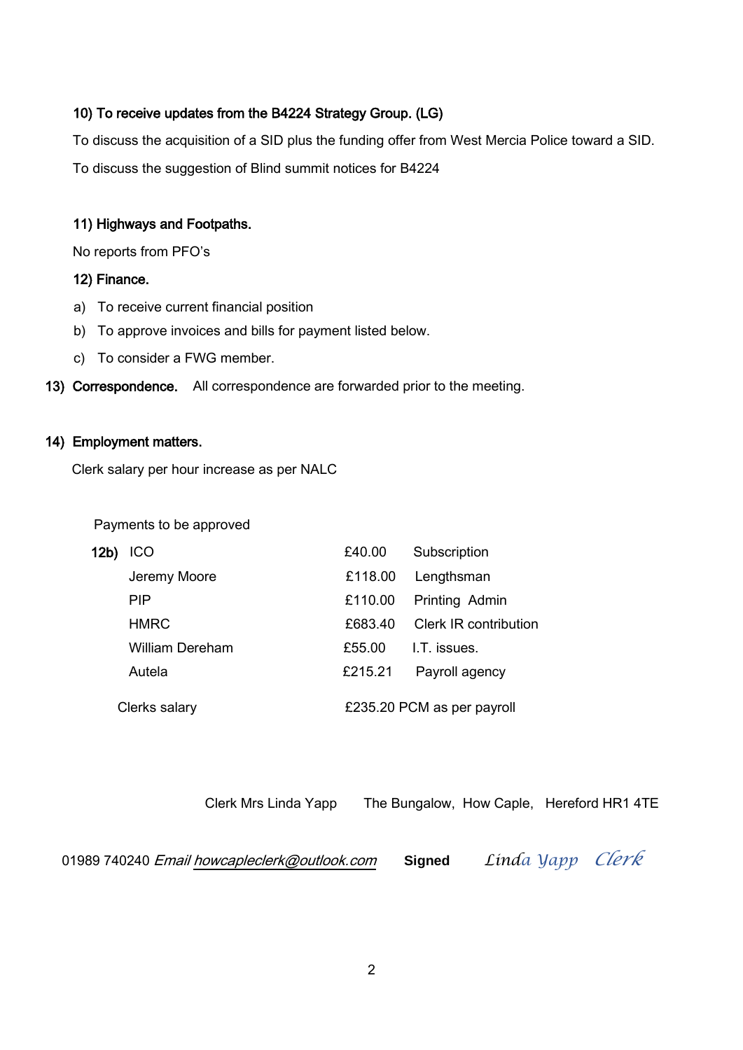#### 10) To receive updates from the B4224 Strategy Group. (LG)

To discuss the acquisition of a SID plus the funding offer from West Mercia Police toward a SID.

To discuss the suggestion of Blind summit notices for B4224

#### 11) Highways and Footpaths.

No reports from PFO's

#### 12) Finance.

a) To receive current financial position
b) To approve invoices and bills for payment listed below.
c) To consider a FWG member.

#### 13) Correspondence.

All correspondence are forwarded prior to the meeting.

#### 14) Employment matters.

Clerk salary per hour increase as per NALC

Payments to be approved

| | | | |
|---|---|---|---|
| **12b)** | ICO | £40.00 | Subscription |
| | Jeremy Moore | £118.00 | Lengthsman |
| | PIP | £110.00 | Printing Admin |
| | HMRC | £683.40 | Clerk IR contribution |
| | William Dereham | £55.00 | I.T. issues. |
| | Autela | £215.21 | Payroll agency |
| | Clerks salary | £235.20 PCM as per payroll | |

Clerk Mrs Linda Yapp The Bungalow, How Caple, Hereford HR1 4TE

01989 740240 *Email* howcapleclerk@outlook.com **Signed** *Linda Yapp Clerk*